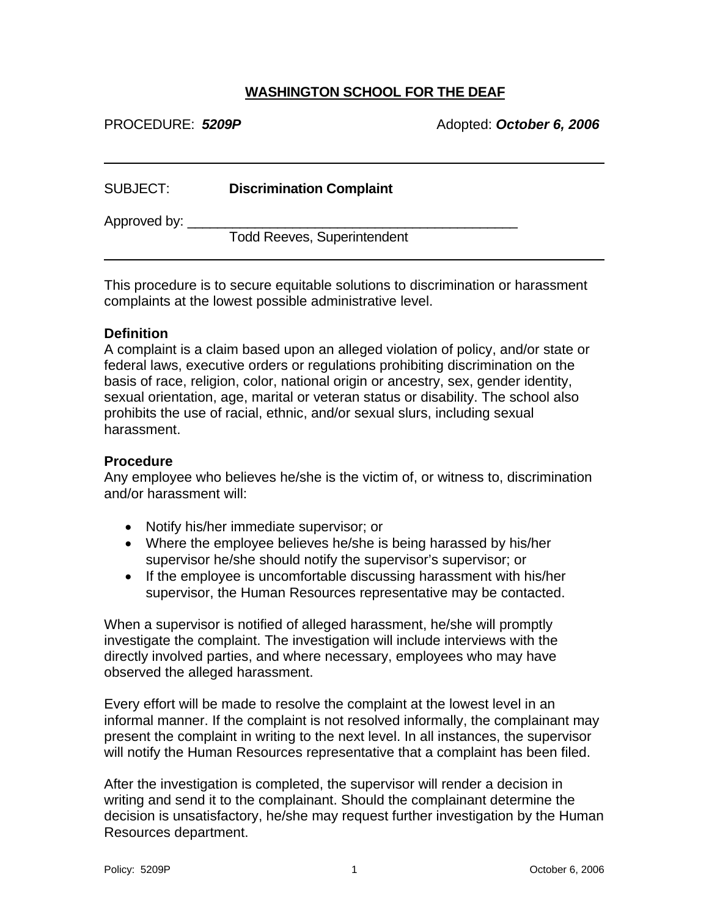# WASHINGTON SCHOOL FOR THE DEAF

PROCEDURE: ***5209P*** Adopted: ***October 6, 2006***

---

SUBJECT: **Discrimination Complaint**

Approved by: ____________________________________________
Todd Reeves, Superintendent

---

This procedure is to secure equitable solutions to discrimination or harassment complaints at the lowest possible administrative level.

**Definition**

A complaint is a claim based upon an alleged violation of policy, and/or state or federal laws, executive orders or regulations prohibiting discrimination on the basis of race, religion, color, national origin or ancestry, sex, gender identity, sexual orientation, age, marital or veteran status or disability. The school also prohibits the use of racial, ethnic, and/or sexual slurs, including sexual harassment.

**Procedure**

Any employee who believes he/she is the victim of, or witness to, discrimination and/or harassment will:

- Notify his/her immediate supervisor; or
- Where the employee believes he/she is being harassed by his/her supervisor he/she should notify the supervisor's supervisor; or
- If the employee is uncomfortable discussing harassment with his/her supervisor, the Human Resources representative may be contacted.

When a supervisor is notified of alleged harassment, he/she will promptly investigate the complaint. The investigation will include interviews with the directly involved parties, and where necessary, employees who may have observed the alleged harassment.

Every effort will be made to resolve the complaint at the lowest level in an informal manner. If the complaint is not resolved informally, the complainant may present the complaint in writing to the next level. In all instances, the supervisor will notify the Human Resources representative that a complaint has been filed.

After the investigation is completed, the supervisor will render a decision in writing and send it to the complainant. Should the complainant determine the decision is unsatisfactory, he/she may request further investigation by the Human Resources department.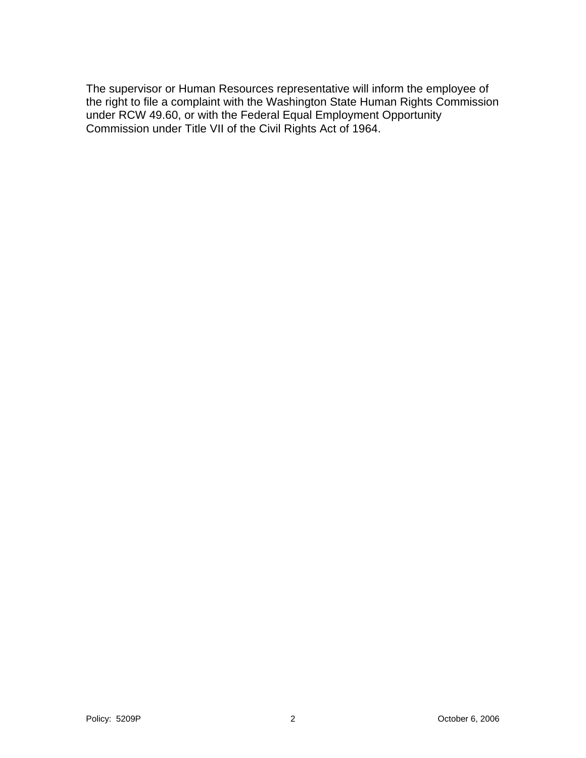The supervisor or Human Resources representative will inform the employee of the right to file a complaint with the Washington State Human Rights Commission under RCW 49.60, or with the Federal Equal Employment Opportunity Commission under Title VII of the Civil Rights Act of 1964.